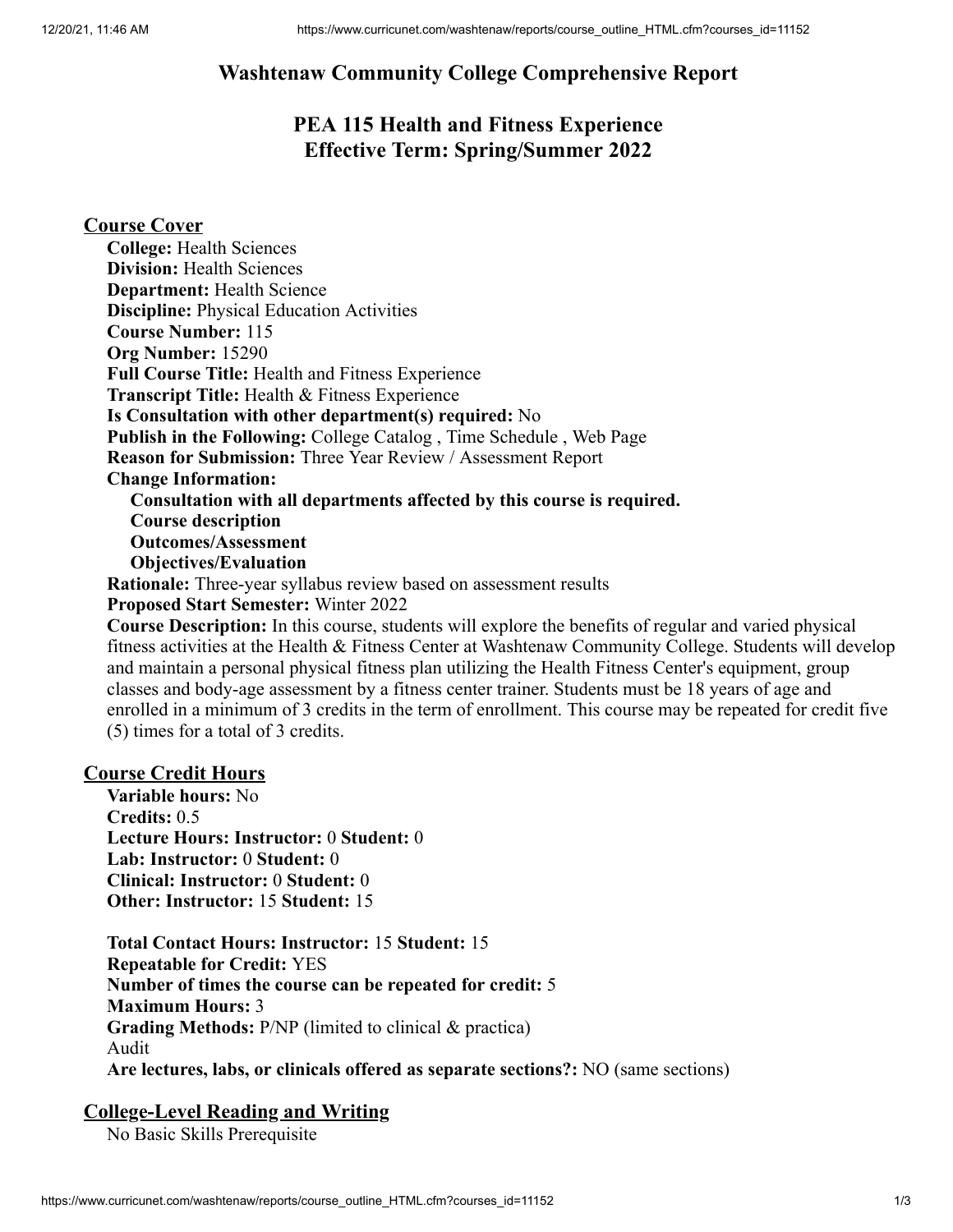# Washtenaw Community College Comprehensive Report

## PEA 115 Health and Fitness Experience
## Effective Term: Spring/Summer 2022

### Course Cover

**College:** Health Sciences
**Division:** Health Sciences
**Department:** Health Science
**Discipline:** Physical Education Activities
**Course Number:** 115
**Org Number:** 15290
**Full Course Title:** Health and Fitness Experience
**Transcript Title:** Health & Fitness Experience
**Is Consultation with other department(s) required:** No
**Publish in the Following:** College Catalog , Time Schedule , Web Page
**Reason for Submission:** Three Year Review / Assessment Report
**Change Information:**

- **Consultation with all departments affected by this course is required.**
- **Course description**
- **Outcomes/Assessment**
- **Objectives/Evaluation**

**Rationale:** Three-year syllabus review based on assessment results
**Proposed Start Semester:** Winter 2022
**Course Description:** In this course, students will explore the benefits of regular and varied physical fitness activities at the Health & Fitness Center at Washtenaw Community College. Students will develop and maintain a personal physical fitness plan utilizing the Health Fitness Center's equipment, group classes and body-age assessment by a fitness center trainer. Students must be 18 years of age and enrolled in a minimum of 3 credits in the term of enrollment. This course may be repeated for credit five (5) times for a total of 3 credits.

### Course Credit Hours

**Variable hours:** No
**Credits:** 0.5
**Lecture Hours: Instructor:** 0 **Student:** 0
**Lab: Instructor:** 0 **Student:** 0
**Clinical: Instructor:** 0 **Student:** 0
**Other: Instructor:** 15 **Student:** 15

**Total Contact Hours: Instructor:** 15 **Student:** 15
**Repeatable for Credit:** YES
**Number of times the course can be repeated for credit:** 5
**Maximum Hours:** 3
**Grading Methods:** P/NP (limited to clinical & practica)
Audit
**Are lectures, labs, or clinicals offered as separate sections?:** NO (same sections)

### College-Level Reading and Writing

No Basic Skills Prerequisite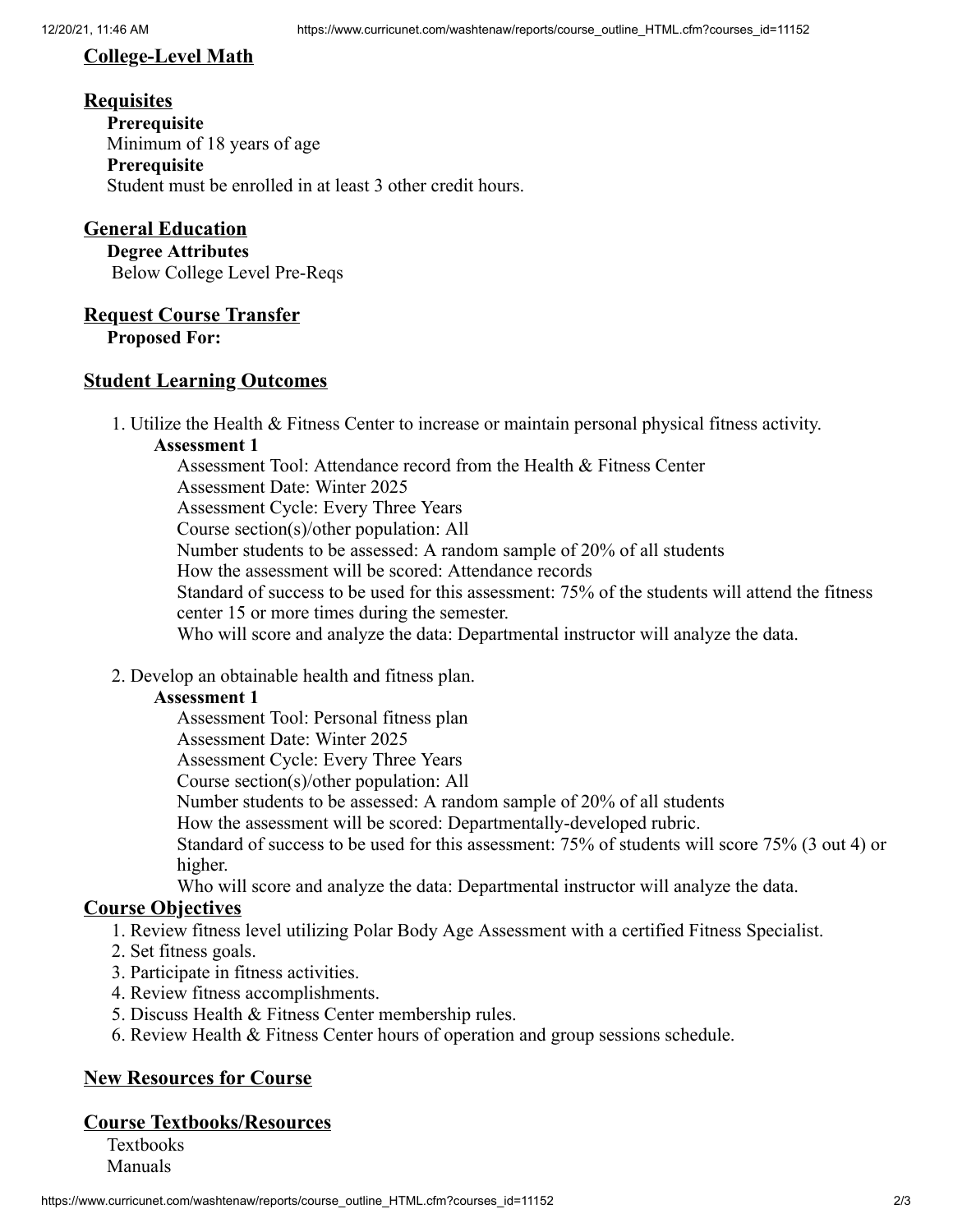## College-Level Math

## Requisites

**Prerequisite**
Minimum of 18 years of age
**Prerequisite**
Student must be enrolled in at least 3 other credit hours.

## General Education

**Degree Attributes**
Below College Level Pre-Reqs

## Request Course Transfer

**Proposed For:**

## Student Learning Outcomes

1. Utilize the Health & Fitness Center to increase or maintain personal physical fitness activity.

   **Assessment 1**

   Assessment Tool: Attendance record from the Health & Fitness Center
   Assessment Date: Winter 2025
   Assessment Cycle: Every Three Years
   Course section(s)/other population: All
   Number students to be assessed: A random sample of 20% of all students
   How the assessment will be scored: Attendance records
   Standard of success to be used for this assessment: 75% of the students will attend the fitness center 15 or more times during the semester.
   Who will score and analyze the data: Departmental instructor will analyze the data.

2. Develop an obtainable health and fitness plan.

   **Assessment 1**

   Assessment Tool: Personal fitness plan
   Assessment Date: Winter 2025
   Assessment Cycle: Every Three Years
   Course section(s)/other population: All
   Number students to be assessed: A random sample of 20% of all students
   How the assessment will be scored: Departmentally-developed rubric.
   Standard of success to be used for this assessment: 75% of students will score 75% (3 out 4) or higher.
   Who will score and analyze the data: Departmental instructor will analyze the data.

## Course Objectives

1. Review fitness level utilizing Polar Body Age Assessment with a certified Fitness Specialist.
2. Set fitness goals.
3. Participate in fitness activities.
4. Review fitness accomplishments.
5. Discuss Health & Fitness Center membership rules.
6. Review Health & Fitness Center hours of operation and group sessions schedule.

## New Resources for Course

## Course Textbooks/Resources

Textbooks
Manuals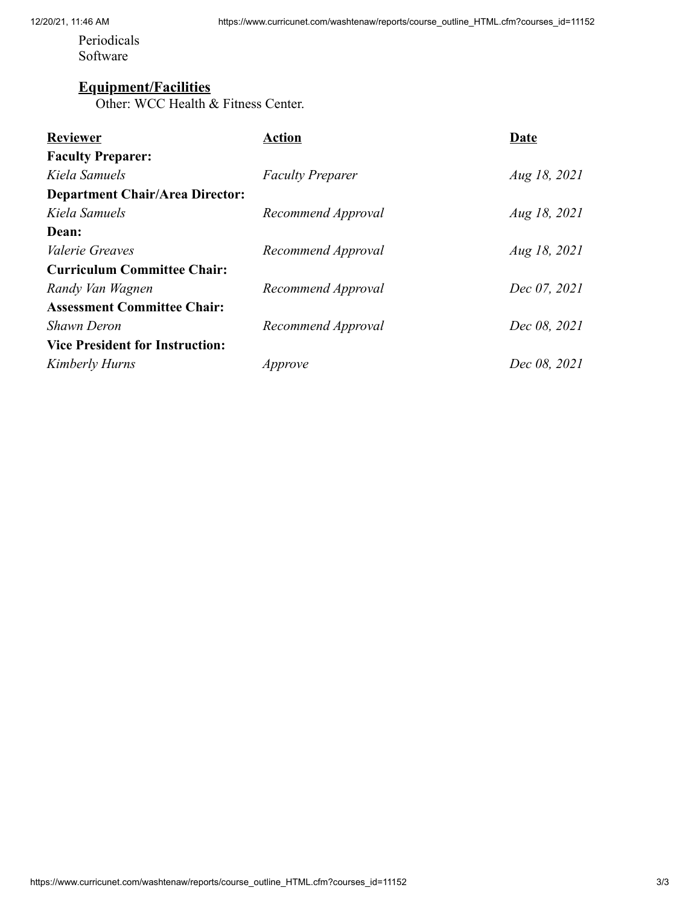Periodicals
Software

**Equipment/Facilities**

Other: WCC Health & Fitness Center.

| Reviewer | Action | Date |
| --- | --- | --- |
| **Faculty Preparer:** | | |
| *Kiela Samuels* | *Faculty Preparer* | *Aug 18, 2021* |
| **Department Chair/Area Director:** | | |
| *Kiela Samuels* | *Recommend Approval* | *Aug 18, 2021* |
| **Dean:** | | |
| *Valerie Greaves* | *Recommend Approval* | *Aug 18, 2021* |
| **Curriculum Committee Chair:** | | |
| *Randy Van Wagnen* | *Recommend Approval* | *Dec 07, 2021* |
| **Assessment Committee Chair:** | | |
| *Shawn Deron* | *Recommend Approval* | *Dec 08, 2021* |
| **Vice President for Instruction:** | | |
| *Kimberly Hurns* | *Approve* | *Dec 08, 2021* |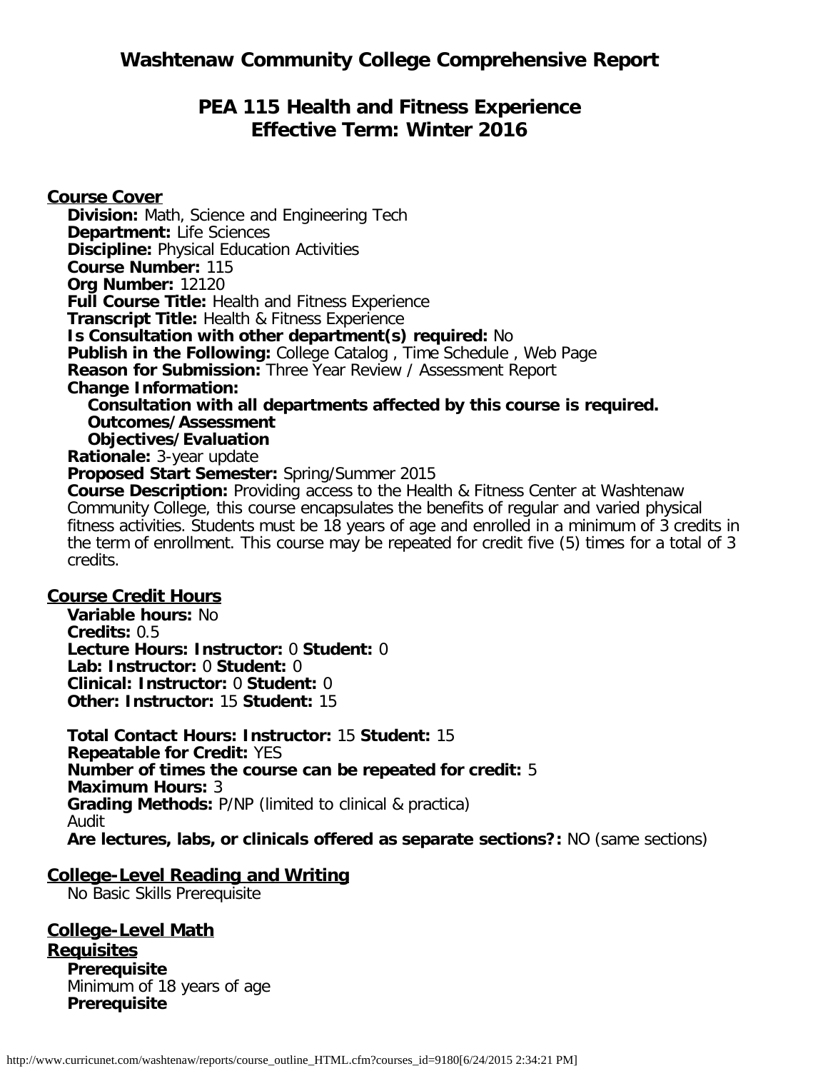# Washtenaw Community College Comprehensive Report

## PEA 115 Health and Fitness Experience
## Effective Term: Winter 2016

### Course Cover

**Division:** Math, Science and Engineering Tech
**Department:** Life Sciences
**Discipline:** Physical Education Activities
**Course Number:** 115
**Org Number:** 12120
**Full Course Title:** Health and Fitness Experience
**Transcript Title:** Health & Fitness Experience
**Is Consultation with other department(s) required:** No
**Publish in the Following:** College Catalog , Time Schedule , Web Page
**Reason for Submission:** Three Year Review / Assessment Report
**Change Information:**
**Consultation with all departments affected by this course is required.**
**Outcomes/Assessment**
**Objectives/Evaluation**
**Rationale:** 3-year update
**Proposed Start Semester:** Spring/Summer 2015
**Course Description:** Providing access to the Health & Fitness Center at Washtenaw Community College, this course encapsulates the benefits of regular and varied physical fitness activities. Students must be 18 years of age and enrolled in a minimum of 3 credits in the term of enrollment. This course may be repeated for credit five (5) times for a total of 3 credits.

### Course Credit Hours

**Variable hours:** No
**Credits:** 0.5
**Lecture Hours: Instructor:** 0 **Student:** 0
**Lab: Instructor:** 0 **Student:** 0
**Clinical: Instructor:** 0 **Student:** 0
**Other: Instructor:** 15 **Student:** 15

**Total Contact Hours: Instructor:** 15 **Student:** 15
**Repeatable for Credit:** YES
**Number of times the course can be repeated for credit:** 5
**Maximum Hours:** 3
**Grading Methods:** P/NP (limited to clinical & practica)
Audit
**Are lectures, labs, or clinicals offered as separate sections?:** NO (same sections)

### College-Level Reading and Writing

No Basic Skills Prerequisite

### College-Level Math

### Requisites

**Prerequisite**
Minimum of 18 years of age
**Prerequisite**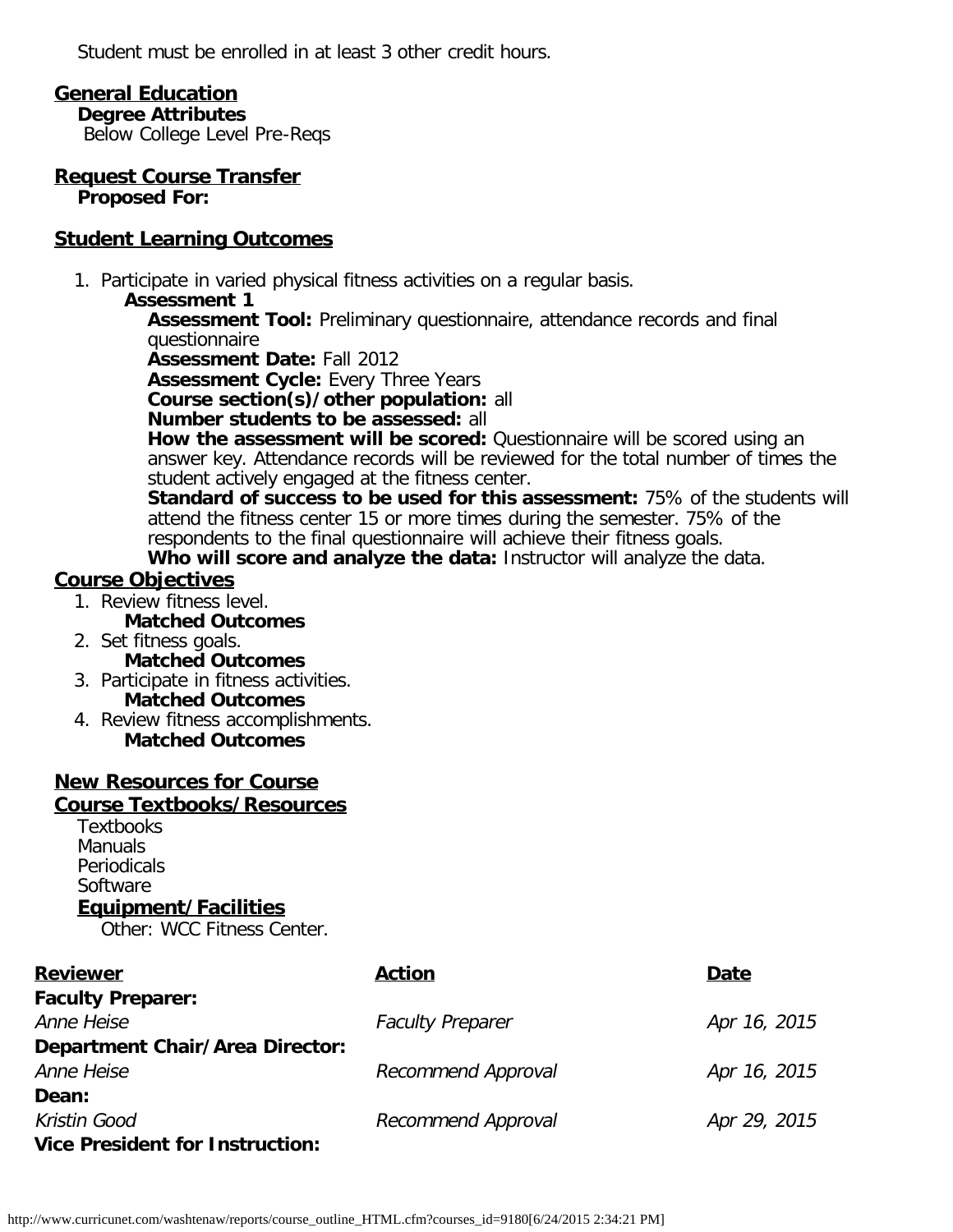Student must be enrolled in at least 3 other credit hours.

## General Education

**Degree Attributes**

Below College Level Pre-Reqs

## Request Course Transfer

**Proposed For:**

## Student Learning Outcomes

1. Participate in varied physical fitness activities on a regular basis.

   **Assessment 1**

   **Assessment Tool:** Preliminary questionnaire, attendance records and final questionnaire
   **Assessment Date:** Fall 2012
   **Assessment Cycle:** Every Three Years
   **Course section(s)/other population:** all
   **Number students to be assessed:** all
   **How the assessment will be scored:** Questionnaire will be scored using an answer key. Attendance records will be reviewed for the total number of times the student actively engaged at the fitness center.
   **Standard of success to be used for this assessment:** 75% of the students will attend the fitness center 15 or more times during the semester. 75% of the respondents to the final questionnaire will achieve their fitness goals.
   **Who will score and analyze the data:** Instructor will analyze the data.

## Course Objectives

1. Review fitness level.
   **Matched Outcomes**
2. Set fitness goals.
   **Matched Outcomes**
3. Participate in fitness activities.
   **Matched Outcomes**
4. Review fitness accomplishments.
   **Matched Outcomes**

## New Resources for Course

## Course Textbooks/Resources

Textbooks
Manuals
Periodicals
Software

### Equipment/Facilities

Other: WCC Fitness Center.

| Reviewer | Action | Date |
|---|---|---|
| **Faculty Preparer:** | | |
| *Anne Heise* | *Faculty Preparer* | *Apr 16, 2015* |
| **Department Chair/Area Director:** | | |
| *Anne Heise* | *Recommend Approval* | *Apr 16, 2015* |
| **Dean:** | | |
| *Kristin Good* | *Recommend Approval* | *Apr 29, 2015* |
| **Vice President for Instruction:** | | |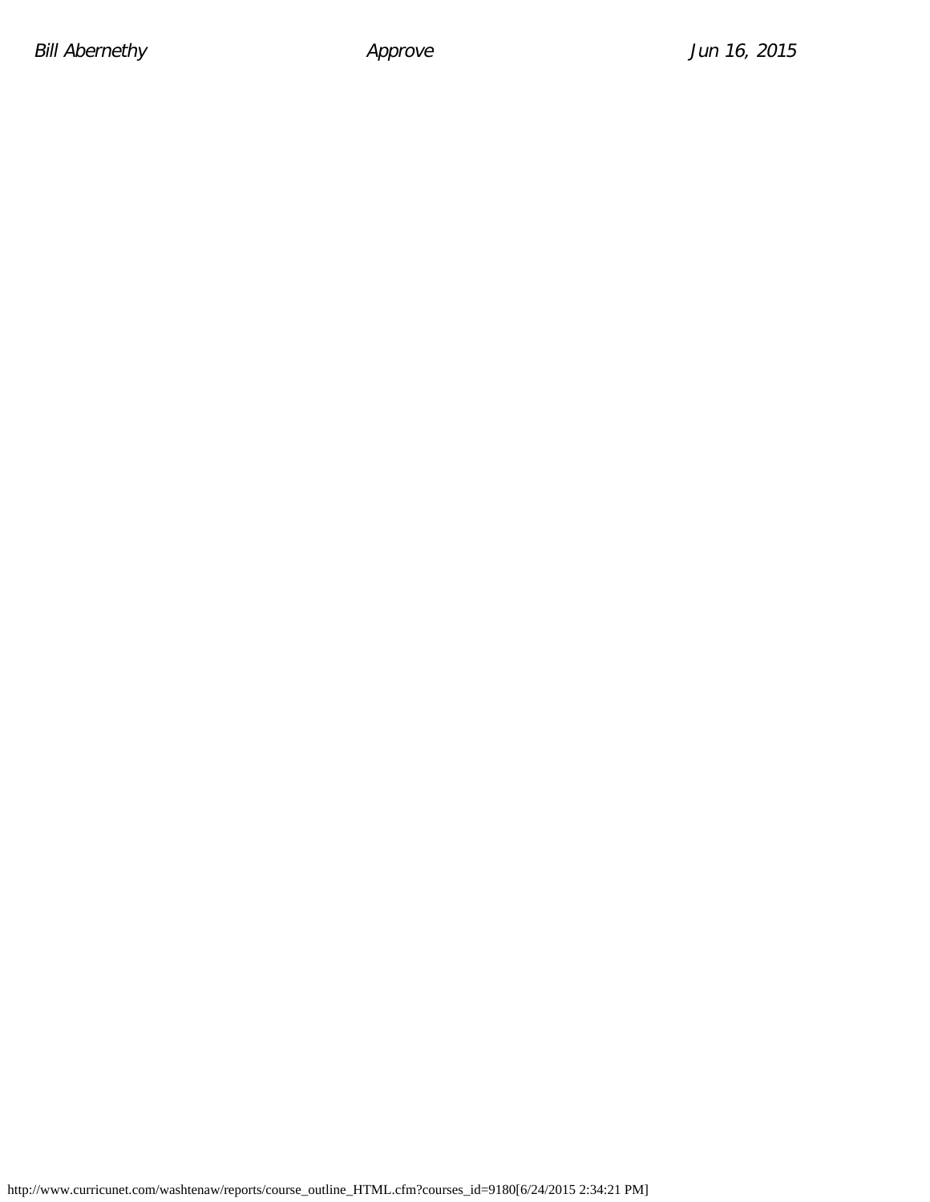| | | |
|---|---|---|
| *Bill Abernethy* | *Approve* | *Jun 16, 2015* |